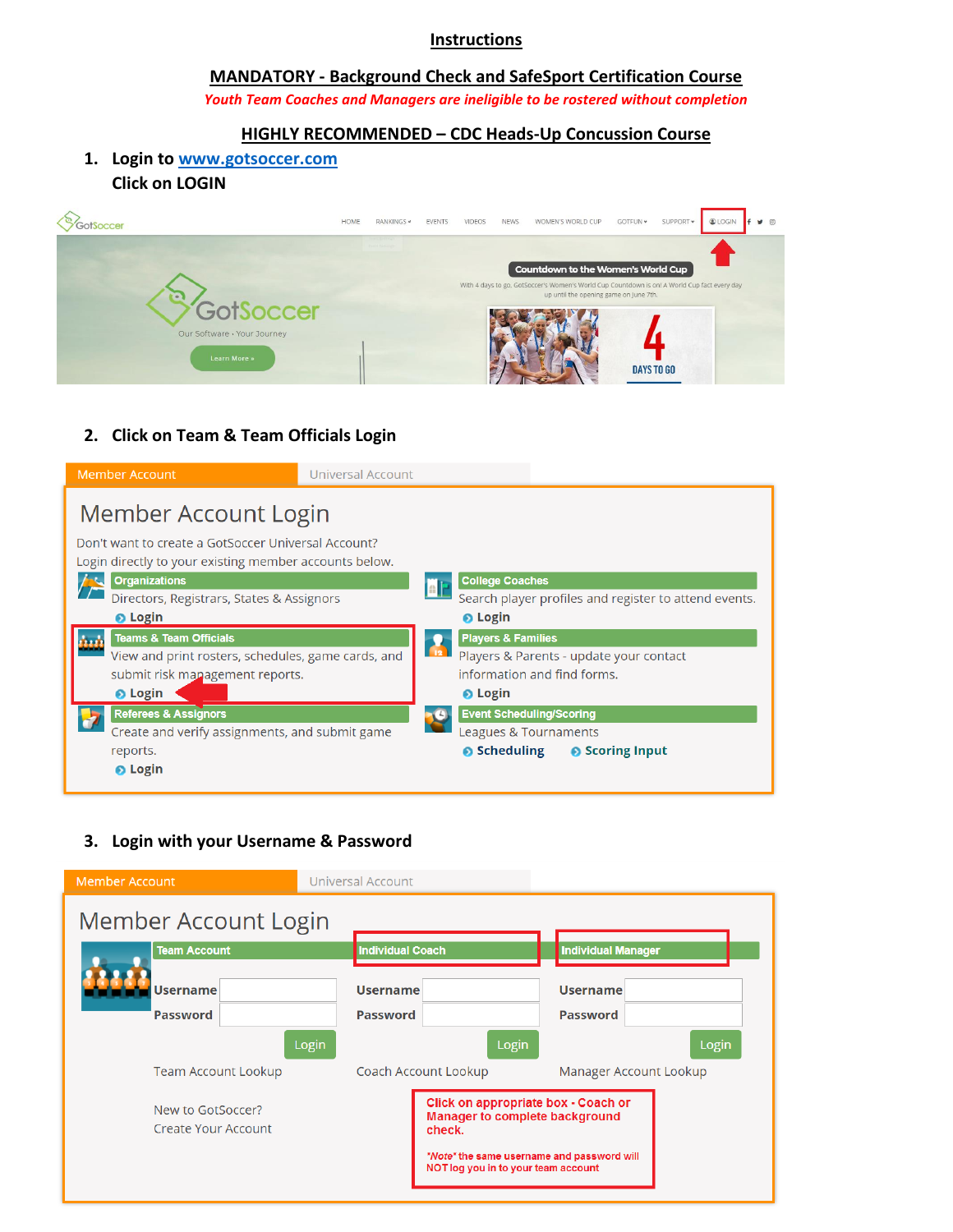## Instructions

## MANDATORY - Background Check and SafeSport Certification Course

*Youth Team Coaches and Managers are ineligible to be rostered without completion*

## HIGHLY RECOMMENDED – CDC Heads-Up Concussion Course

1. **Login to www.gotsoccer.com**
   **Click on LOGIN**

2. **Click on Team & Team Officials Login**

3. **Login with your Username & Password**

Click on appropriate box - Coach or Manager to complete background check.

*Note* the same username and password will NOT log you in to your team account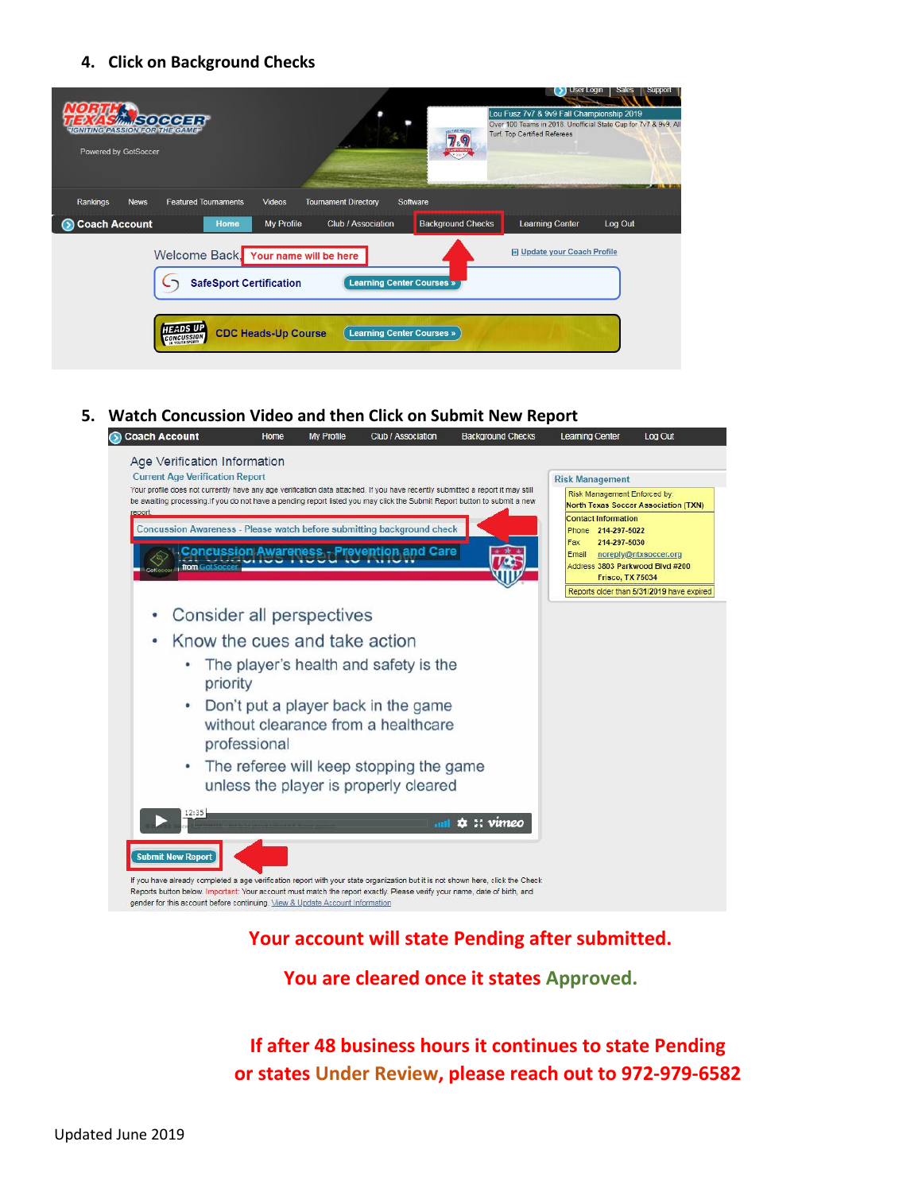4. **Click on Background Checks**

5. **Watch Concussion Video and then Click on Submit New Report**

**Your account will state Pending after submitted.**

**You are cleared once it states Approved.**

**If after 48 business hours it continues to state Pending or states Under Review, please reach out to 972-979-6582**

Updated June 2019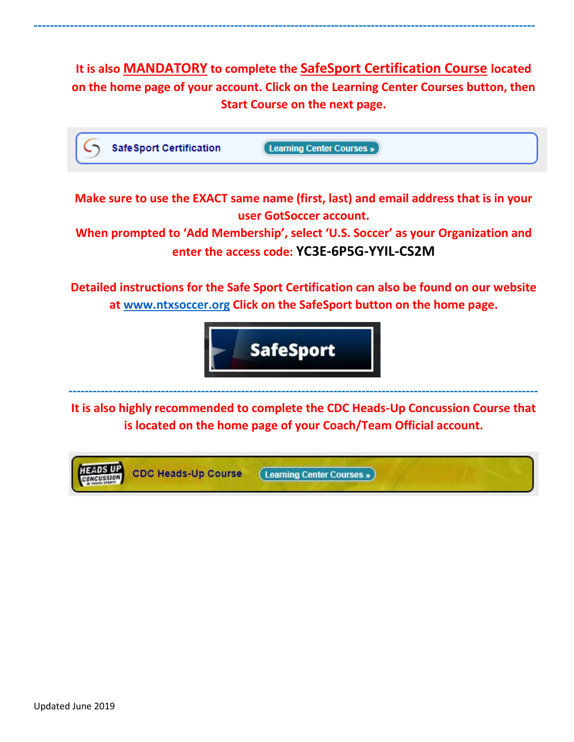---

It is also **MANDATORY** to complete the **SafeSport Certification Course** located on the home page of your account. Click on the Learning Center Courses button, then Start Course on the next page.

SafeSport Certification    Learning Center Courses »

Make sure to use the EXACT same name (first, last) and email address that is in your user GotSoccer account.

When prompted to 'Add Membership', select 'U.S. Soccer' as your Organization and enter the access code: **YC3E-6P5G-YYIL-CS2M**

Detailed instructions for the Safe Sport Certification can also be found on our website at www.ntxsoccer.org Click on the SafeSport button on the home page.

SafeSport

---

It is also highly recommended to complete the CDC Heads-Up Concussion Course that is located on the home page of your Coach/Team Official account.

HEADS UP CONCUSSION IN YOUTH SPORTS    CDC Heads-Up Course    Learning Center Courses »

Updated June 2019